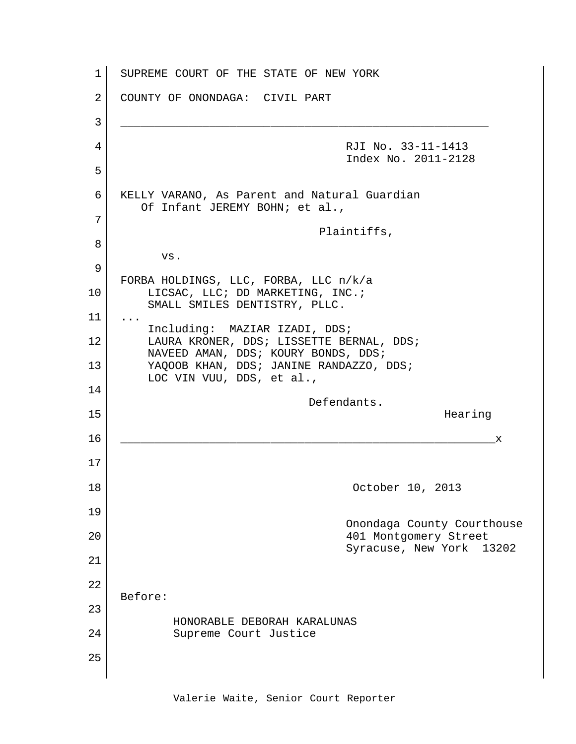SUPREME COURT OF THE STATE OF NEW YORK

COUNTY OF ONONDAGA: CIVIL PART

---

RJI No. 33-11-1413
Index No. 2011-2128

KELLY VARANO, As Parent and Natural Guardian
Of Infant JEREMY BOHN; et al.,

Plaintiffs,

vs.

FORBA HOLDINGS, LLC, FORBA, LLC n/k/a
LICSAC, LLC; DD MARKETING, INC.;
SMALL SMILES DENTISTRY, PLLC.
...
Including: MAZIAR IZADI, DDS;
LAURA KRONER, DDS; LISSETTE BERNAL, DDS;
NAVEED AMAN, DDS; KOURY BONDS, DDS;
YAQOOB KHAN, DDS; JANINE RANDAZZO, DDS;
LOC VIN VUU, DDS, et al.,

Defendants.

Hearing

---x

October 10, 2013

Onondaga County Courthouse
401 Montgomery Street
Syracuse, New York 13202

Before:

HONORABLE DEBORAH KARALUNAS
Supreme Court Justice

Valerie Waite, Senior Court Reporter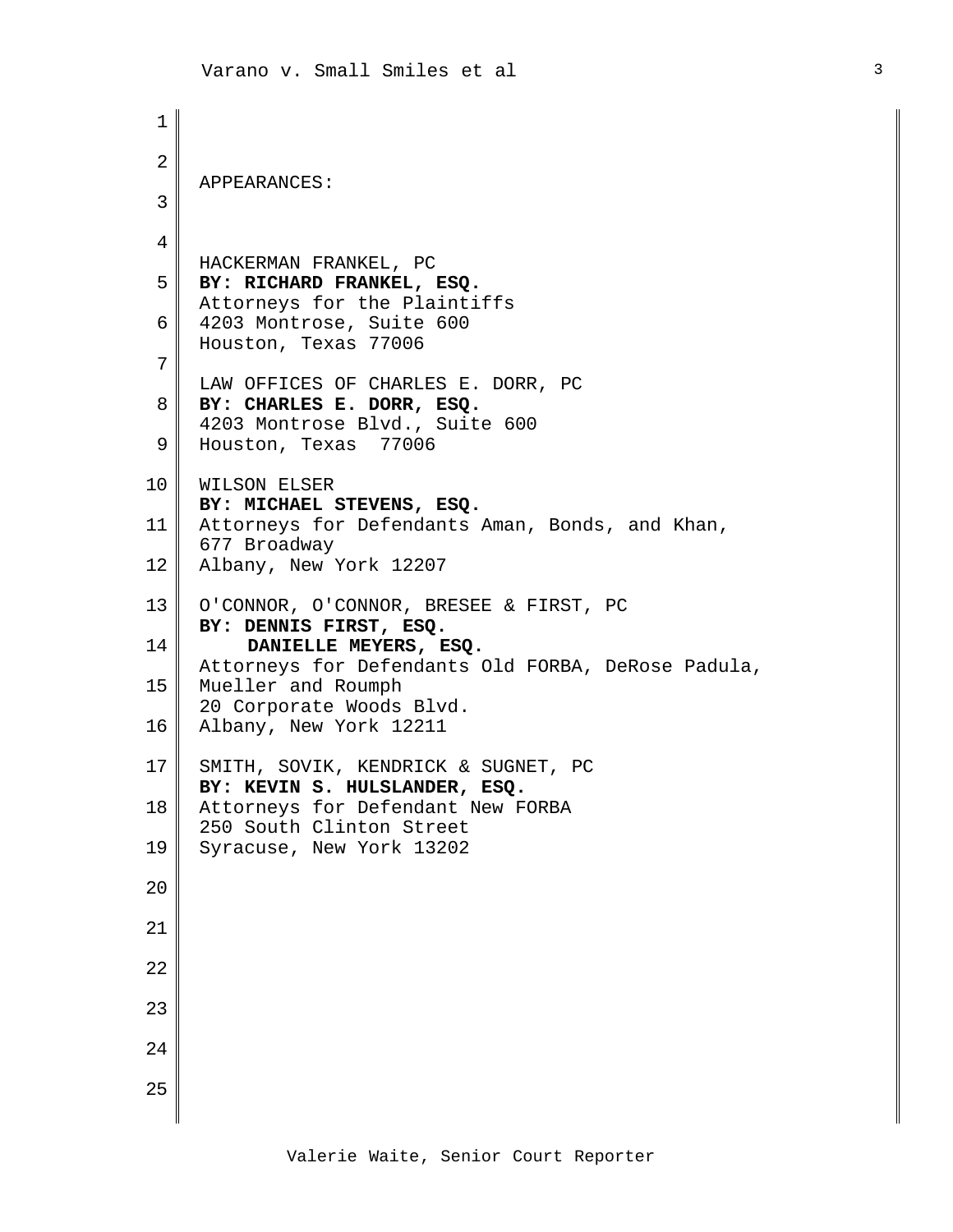APPEARANCES:

HACKERMAN FRANKEL, PC
**BY: RICHARD FRANKEL, ESQ.**
Attorneys for the Plaintiffs
4203 Montrose, Suite 600
Houston, Texas 77006

LAW OFFICES OF CHARLES E. DORR, PC
**BY: CHARLES E. DORR, ESQ.**
4203 Montrose Blvd., Suite 600
Houston, Texas 77006

WILSON ELSER
**BY: MICHAEL STEVENS, ESQ.**
Attorneys for Defendants Aman, Bonds, and Khan,
677 Broadway
Albany, New York 12207

O'CONNOR, O'CONNOR, BRESEE & FIRST, PC
**BY: DENNIS FIRST, ESQ.**
**DANIELLE MEYERS, ESQ.**
Attorneys for Defendants Old FORBA, DeRose Padula,
Mueller and Roumph
20 Corporate Woods Blvd.
Albany, New York 12211

SMITH, SOVIK, KENDRICK & SUGNET, PC
**BY: KEVIN S. HULSLANDER, ESQ.**
Attorneys for Defendant New FORBA
250 South Clinton Street
Syracuse, New York 13202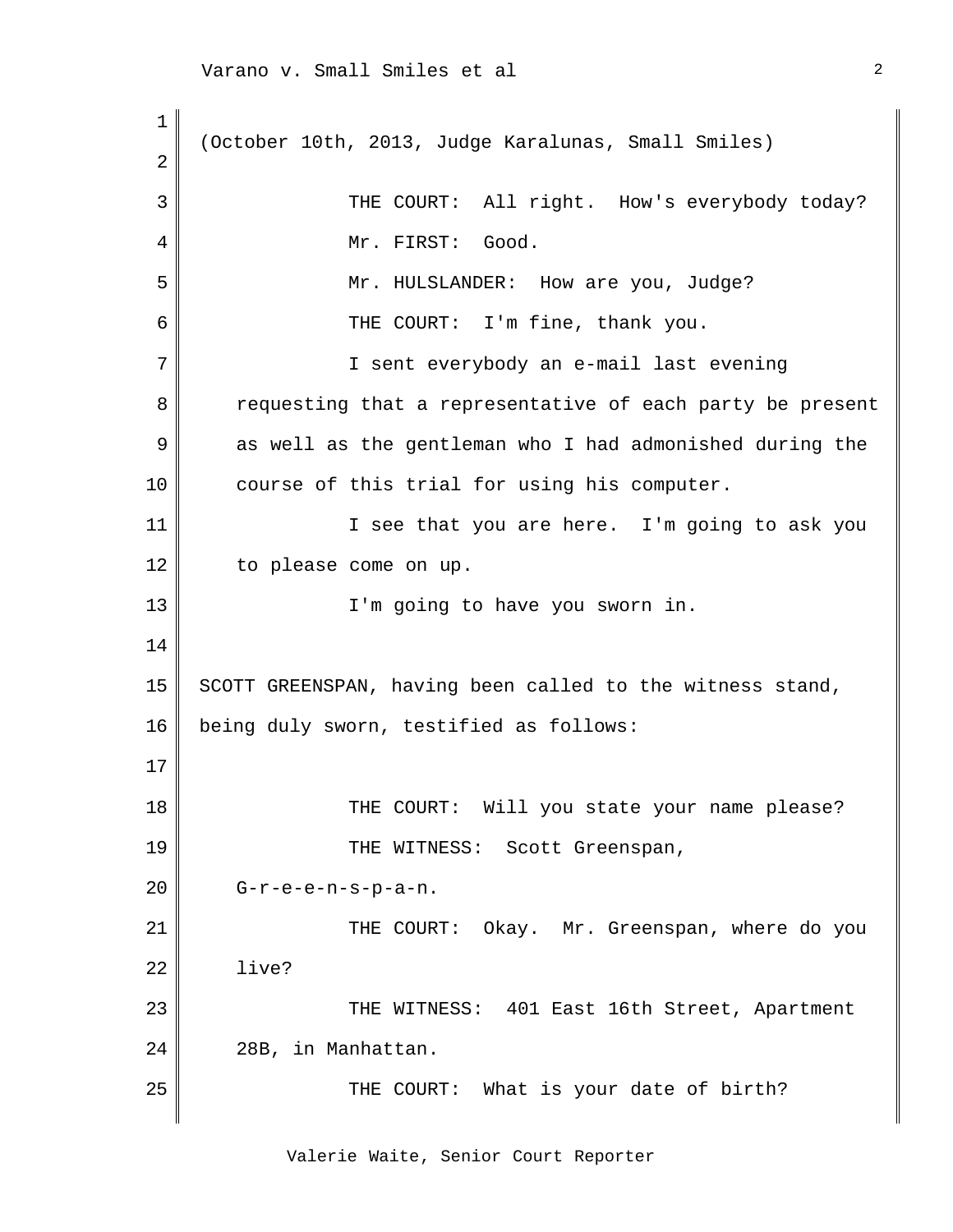(October 10th, 2013, Judge Karalunas, Small Smiles)

THE COURT: All right. How's everybody today?

Mr. FIRST: Good.

Mr. HULSLANDER: How are you, Judge?

THE COURT: I'm fine, thank you.

I sent everybody an e-mail last evening requesting that a representative of each party be present as well as the gentleman who I had admonished during the course of this trial for using his computer.

I see that you are here. I'm going to ask you to please come on up.

I'm going to have you sworn in.

SCOTT GREENSPAN, having been called to the witness stand, being duly sworn, testified as follows:

THE COURT: Will you state your name please?

THE WITNESS: Scott Greenspan, G-r-e-e-n-s-p-a-n.

THE COURT: Okay. Mr. Greenspan, where do you live?

THE WITNESS: 401 East 16th Street, Apartment 28B, in Manhattan.

THE COURT: What is your date of birth?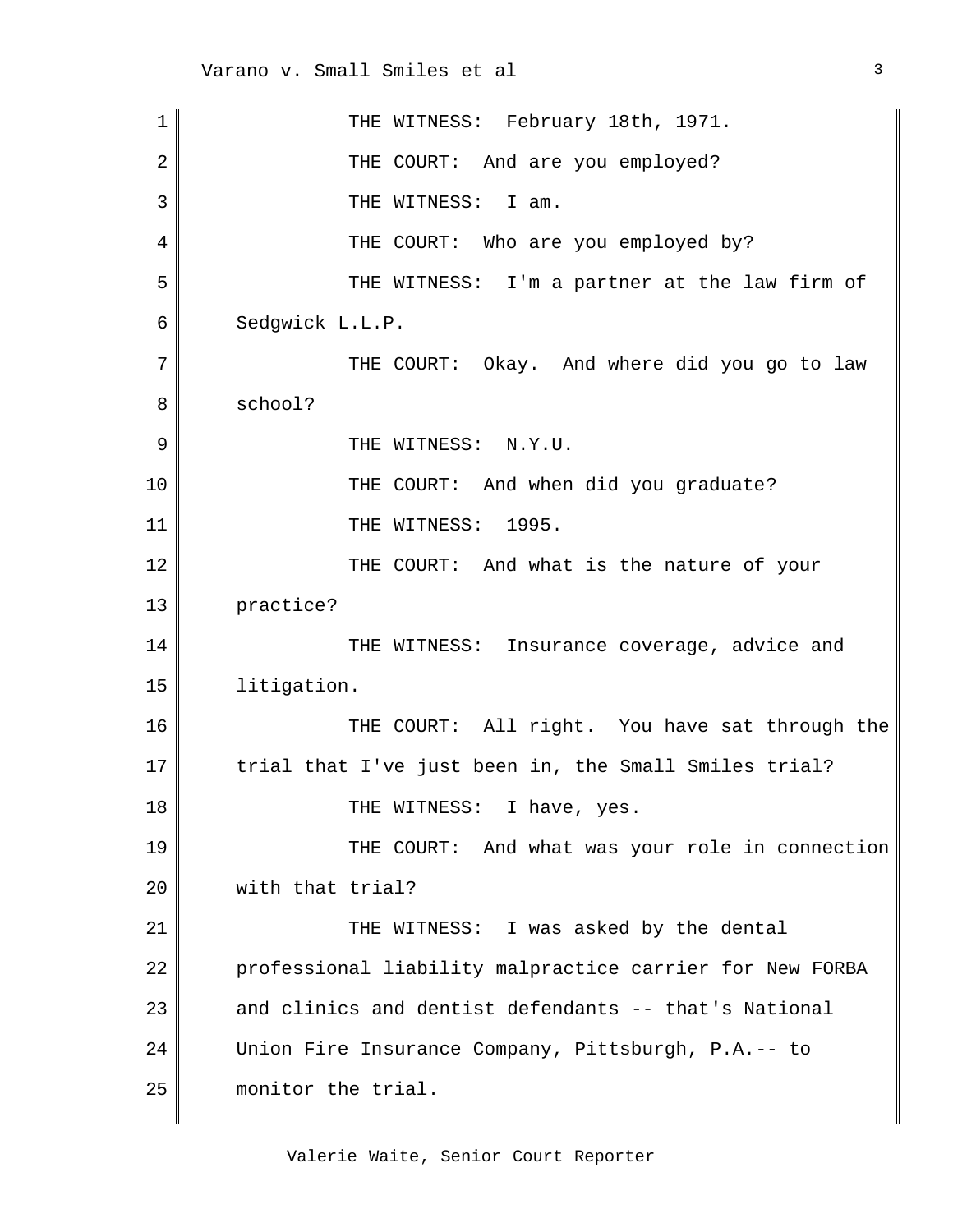THE WITNESS: February 18th, 1971.

THE COURT: And are you employed?

THE WITNESS: I am.

THE COURT: Who are you employed by?

THE WITNESS: I'm a partner at the law firm of Sedgwick L.L.P.

THE COURT: Okay. And where did you go to law school?

THE WITNESS: N.Y.U.

THE COURT: And when did you graduate?

THE WITNESS: 1995.

THE COURT: And what is the nature of your practice?

THE WITNESS: Insurance coverage, advice and litigation.

THE COURT: All right. You have sat through the trial that I've just been in, the Small Smiles trial?

THE WITNESS: I have, yes.

THE COURT: And what was your role in connection with that trial?

THE WITNESS: I was asked by the dental professional liability malpractice carrier for New FORBA and clinics and dentist defendants -- that's National Union Fire Insurance Company, Pittsburgh, P.A.-- to monitor the trial.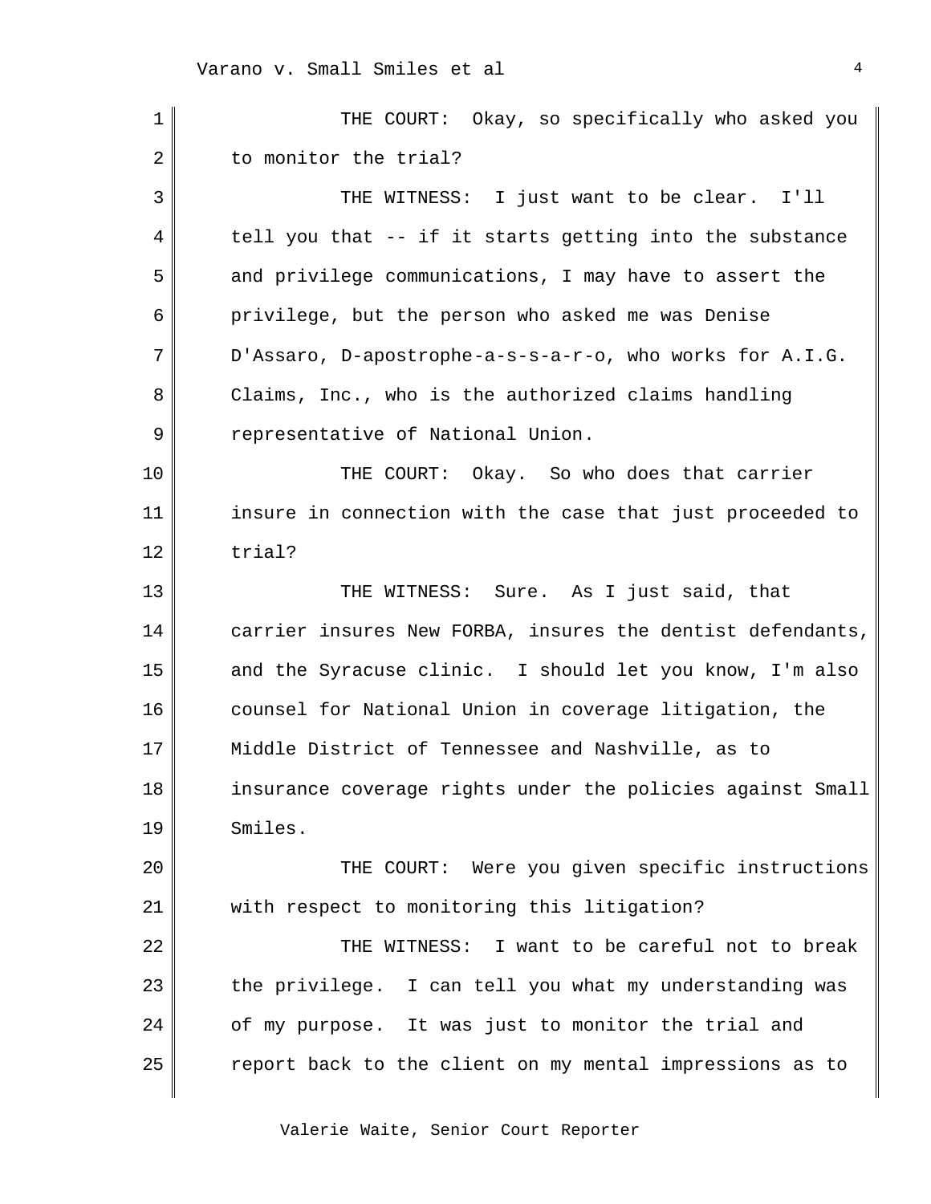THE COURT: Okay, so specifically who asked you to monitor the trial?

THE WITNESS: I just want to be clear. I'll tell you that -- if it starts getting into the substance and privilege communications, I may have to assert the privilege, but the person who asked me was Denise D'Assaro, D-apostrophe-a-s-s-a-r-o, who works for A.I.G. Claims, Inc., who is the authorized claims handling representative of National Union.

THE COURT: Okay. So who does that carrier insure in connection with the case that just proceeded to trial?

THE WITNESS: Sure. As I just said, that carrier insures New FORBA, insures the dentist defendants, and the Syracuse clinic. I should let you know, I'm also counsel for National Union in coverage litigation, the Middle District of Tennessee and Nashville, as to insurance coverage rights under the policies against Small Smiles.

THE COURT: Were you given specific instructions with respect to monitoring this litigation?

THE WITNESS: I want to be careful not to break the privilege. I can tell you what my understanding was of my purpose. It was just to monitor the trial and report back to the client on my mental impressions as to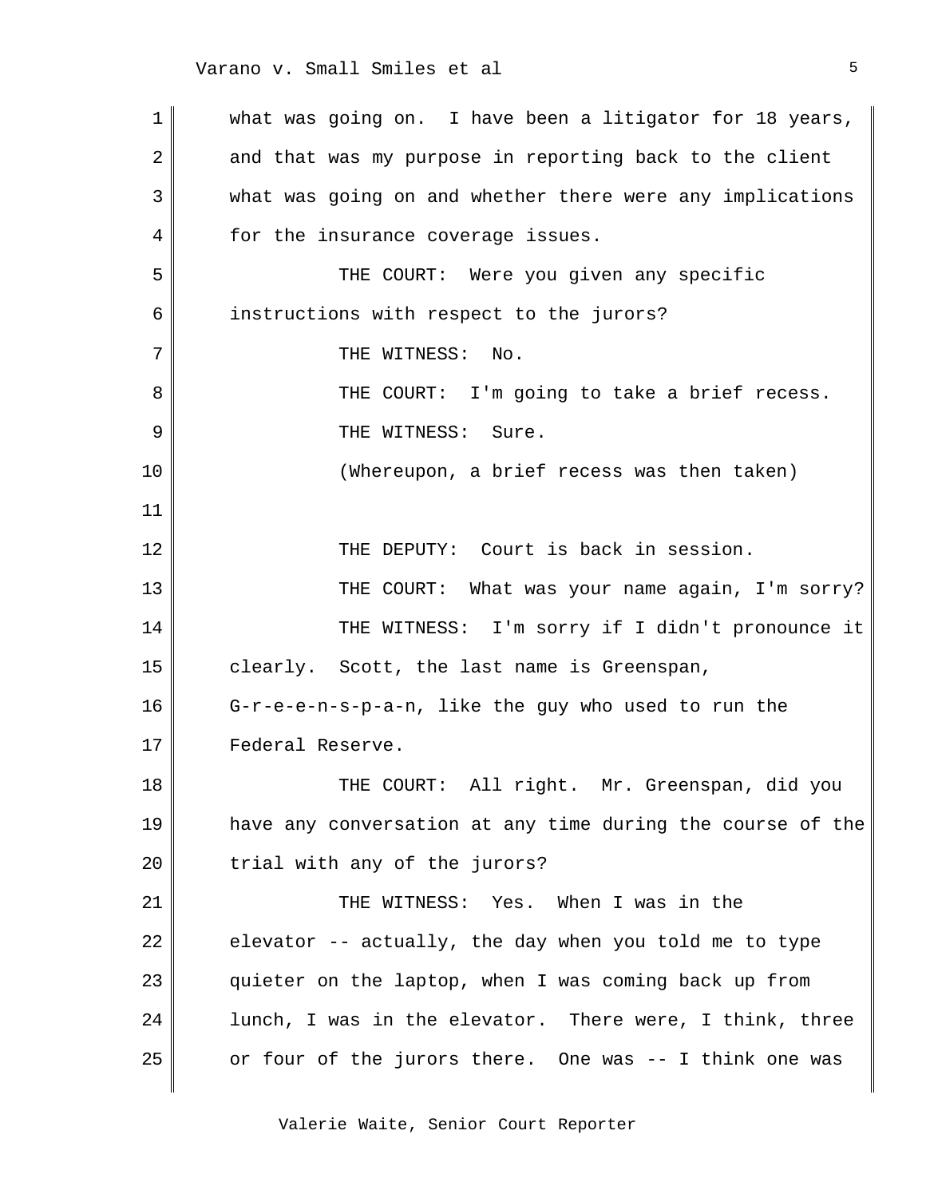what was going on. I have been a litigator for 18 years, and that was my purpose in reporting back to the client what was going on and whether there were any implications for the insurance coverage issues.

THE COURT: Were you given any specific instructions with respect to the jurors?

THE WITNESS: No.

THE COURT: I'm going to take a brief recess.

THE WITNESS: Sure.

(Whereupon, a brief recess was then taken)

THE DEPUTY: Court is back in session.

THE COURT: What was your name again, I'm sorry?

THE WITNESS: I'm sorry if I didn't pronounce it clearly. Scott, the last name is Greenspan, G-r-e-e-n-s-p-a-n, like the guy who used to run the Federal Reserve.

THE COURT: All right. Mr. Greenspan, did you have any conversation at any time during the course of the trial with any of the jurors?

THE WITNESS: Yes. When I was in the elevator -- actually, the day when you told me to type quieter on the laptop, when I was coming back up from lunch, I was in the elevator. There were, I think, three or four of the jurors there. One was -- I think one was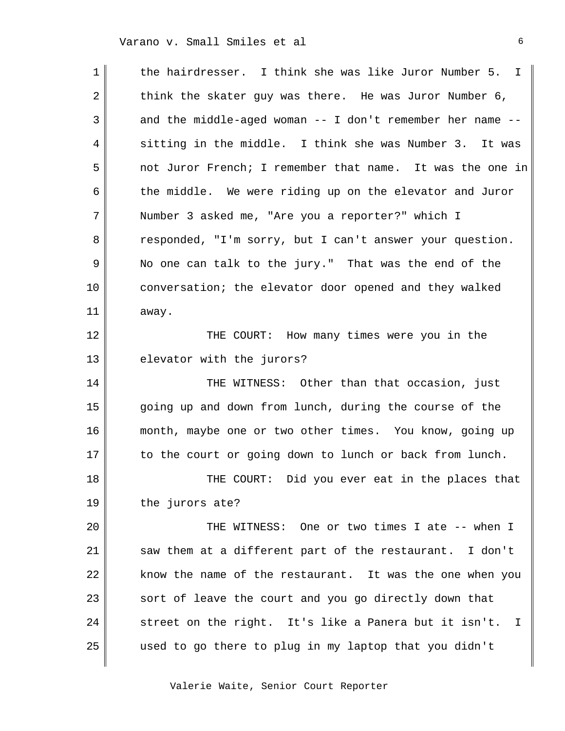the hairdresser. I think she was like Juror Number 5. I think the skater guy was there. He was Juror Number 6, and the middle-aged woman -- I don't remember her name -- sitting in the middle. I think she was Number 3. It was not Juror French; I remember that name. It was the one in the middle. We were riding up on the elevator and Juror Number 3 asked me, "Are you a reporter?" which I responded, "I'm sorry, but I can't answer your question. No one can talk to the jury." That was the end of the conversation; the elevator door opened and they walked away.

THE COURT: How many times were you in the elevator with the jurors?

THE WITNESS: Other than that occasion, just going up and down from lunch, during the course of the month, maybe one or two other times. You know, going up to the court or going down to lunch or back from lunch.

THE COURT: Did you ever eat in the places that the jurors ate?

THE WITNESS: One or two times I ate -- when I saw them at a different part of the restaurant. I don't know the name of the restaurant. It was the one when you sort of leave the court and you go directly down that street on the right. It's like a Panera but it isn't. I used to go there to plug in my laptop that you didn't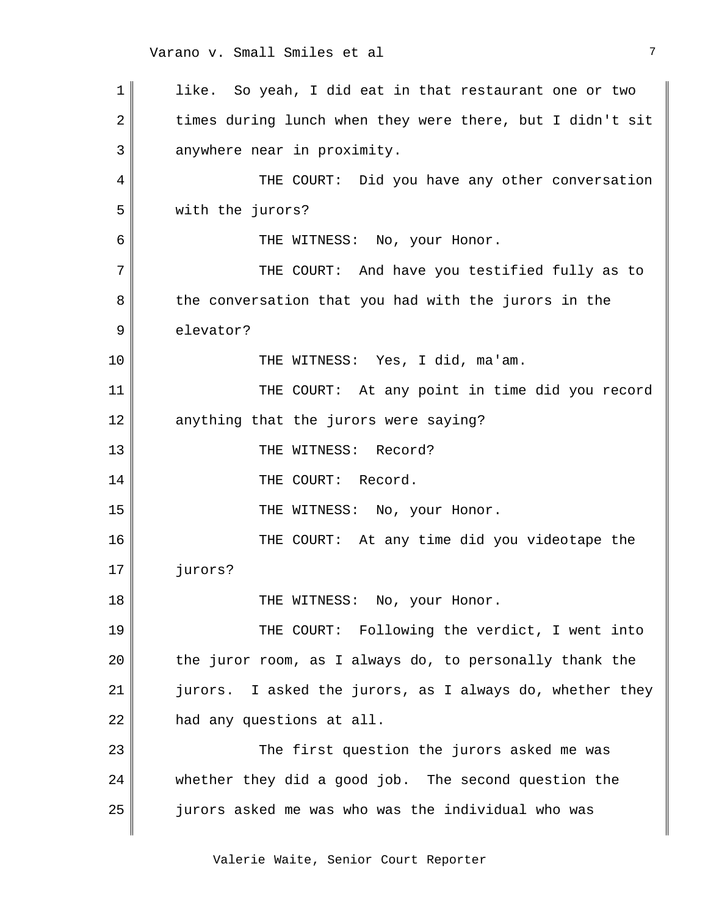like. So yeah, I did eat in that restaurant one or two times during lunch when they were there, but I didn't sit anywhere near in proximity.

THE COURT: Did you have any other conversation with the jurors?

THE WITNESS: No, your Honor.

THE COURT: And have you testified fully as to the conversation that you had with the jurors in the elevator?

THE WITNESS: Yes, I did, ma'am.

THE COURT: At any point in time did you record anything that the jurors were saying?

THE WITNESS: Record?

THE COURT: Record.

THE WITNESS: No, your Honor.

THE COURT: At any time did you videotape the jurors?

THE WITNESS: No, your Honor.

THE COURT: Following the verdict, I went into the juror room, as I always do, to personally thank the jurors. I asked the jurors, as I always do, whether they had any questions at all.

The first question the jurors asked me was whether they did a good job. The second question the jurors asked me was who was the individual who was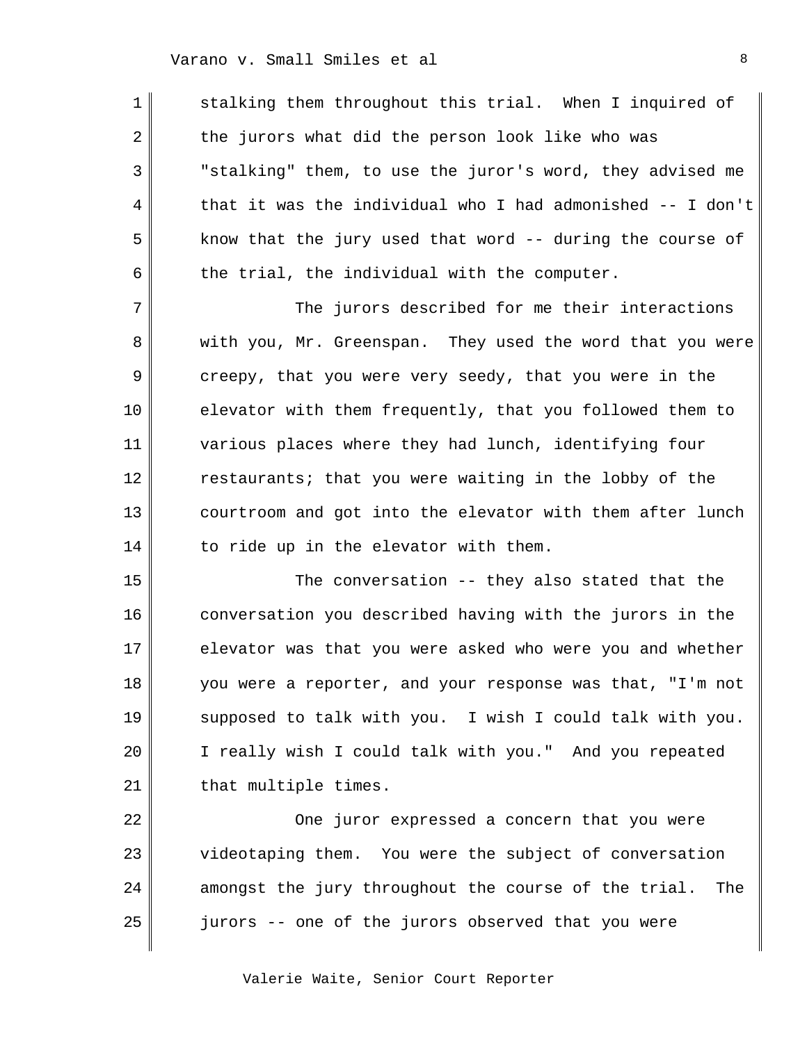stalking them throughout this trial. When I inquired of the jurors what did the person look like who was "stalking" them, to use the juror's word, they advised me that it was the individual who I had admonished -- I don't know that the jury used that word -- during the course of the trial, the individual with the computer.

The jurors described for me their interactions with you, Mr. Greenspan. They used the word that you were creepy, that you were very seedy, that you were in the elevator with them frequently, that you followed them to various places where they had lunch, identifying four restaurants; that you were waiting in the lobby of the courtroom and got into the elevator with them after lunch to ride up in the elevator with them.

The conversation -- they also stated that the conversation you described having with the jurors in the elevator was that you were asked who were you and whether you were a reporter, and your response was that, "I'm not supposed to talk with you. I wish I could talk with you. I really wish I could talk with you." And you repeated that multiple times.

One juror expressed a concern that you were videotaping them. You were the subject of conversation amongst the jury throughout the course of the trial. The jurors -- one of the jurors observed that you were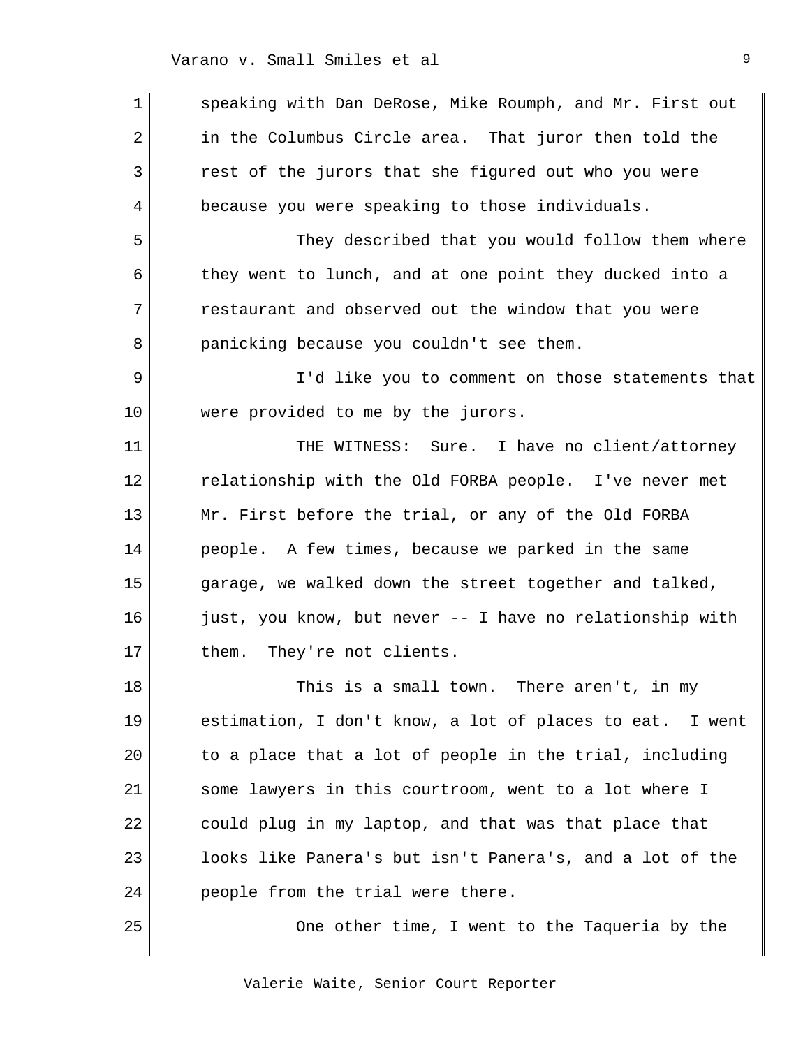speaking with Dan DeRose, Mike Roumph, and Mr. First out in the Columbus Circle area. That juror then told the rest of the jurors that she figured out who you were because you were speaking to those individuals.

They described that you would follow them where they went to lunch, and at one point they ducked into a restaurant and observed out the window that you were panicking because you couldn't see them.

I'd like you to comment on those statements that were provided to me by the jurors.

THE WITNESS: Sure. I have no client/attorney relationship with the Old FORBA people. I've never met Mr. First before the trial, or any of the Old FORBA people. A few times, because we parked in the same garage, we walked down the street together and talked, just, you know, but never -- I have no relationship with them. They're not clients.

This is a small town. There aren't, in my estimation, I don't know, a lot of places to eat. I went to a place that a lot of people in the trial, including some lawyers in this courtroom, went to a lot where I could plug in my laptop, and that was that place that looks like Panera's but isn't Panera's, and a lot of the people from the trial were there.

One other time, I went to the Taqueria by the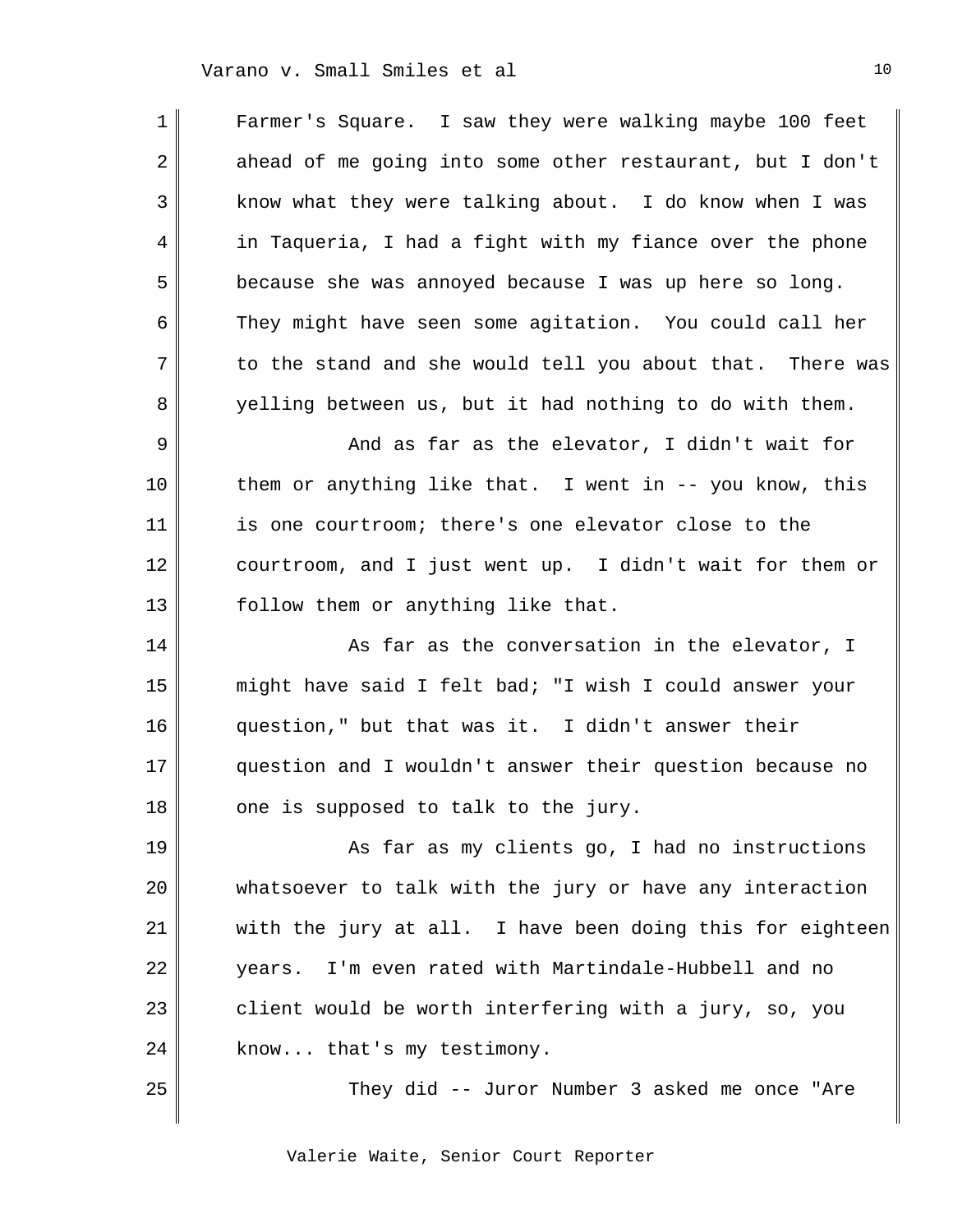Farmer's Square. I saw they were walking maybe 100 feet ahead of me going into some other restaurant, but I don't know what they were talking about. I do know when I was in Taqueria, I had a fight with my fiance over the phone because she was annoyed because I was up here so long. They might have seen some agitation. You could call her to the stand and she would tell you about that. There was yelling between us, but it had nothing to do with them.

And as far as the elevator, I didn't wait for them or anything like that. I went in -- you know, this is one courtroom; there's one elevator close to the courtroom, and I just went up. I didn't wait for them or follow them or anything like that.

As far as the conversation in the elevator, I might have said I felt bad; "I wish I could answer your question," but that was it. I didn't answer their question and I wouldn't answer their question because no one is supposed to talk to the jury.

As far as my clients go, I had no instructions whatsoever to talk with the jury or have any interaction with the jury at all. I have been doing this for eighteen years. I'm even rated with Martindale-Hubbell and no client would be worth interfering with a jury, so, you know... that's my testimony.

They did -- Juror Number 3 asked me once "Are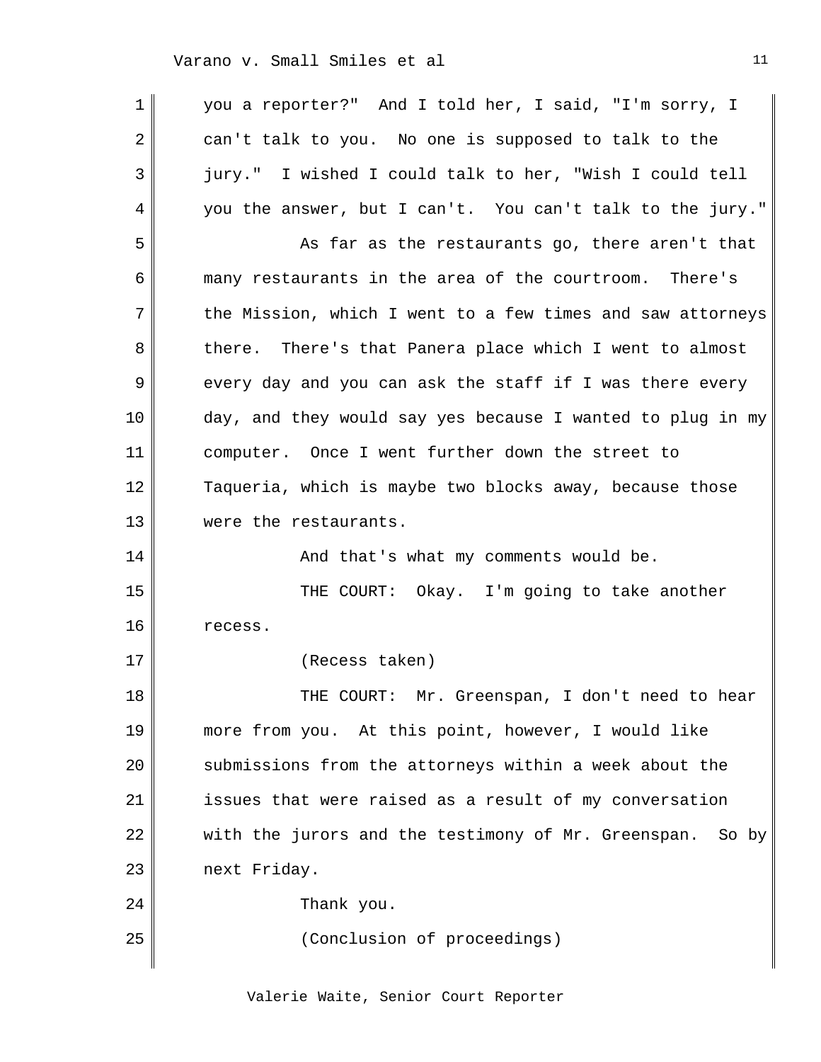1 you a reporter?" And I told her, I said, "I'm sorry, I
2 can't talk to you. No one is supposed to talk to the
3 jury." I wished I could talk to her, "Wish I could tell
4 you the answer, but I can't. You can't talk to the jury."
5 As far as the restaurants go, there aren't that
6 many restaurants in the area of the courtroom. There's
7 the Mission, which I went to a few times and saw attorneys
8 there. There's that Panera place which I went to almost
9 every day and you can ask the staff if I was there every
10 day, and they would say yes because I wanted to plug in my
11 computer. Once I went further down the street to
12 Taqueria, which is maybe two blocks away, because those
13 were the restaurants.
14 And that's what my comments would be.
15 THE COURT: Okay. I'm going to take another
16 recess.
17 (Recess taken)
18 THE COURT: Mr. Greenspan, I don't need to hear
19 more from you. At this point, however, I would like
20 submissions from the attorneys within a week about the
21 issues that were raised as a result of my conversation
22 with the jurors and the testimony of Mr. Greenspan. So by
23 next Friday.
24 Thank you.
25 (Conclusion of proceedings)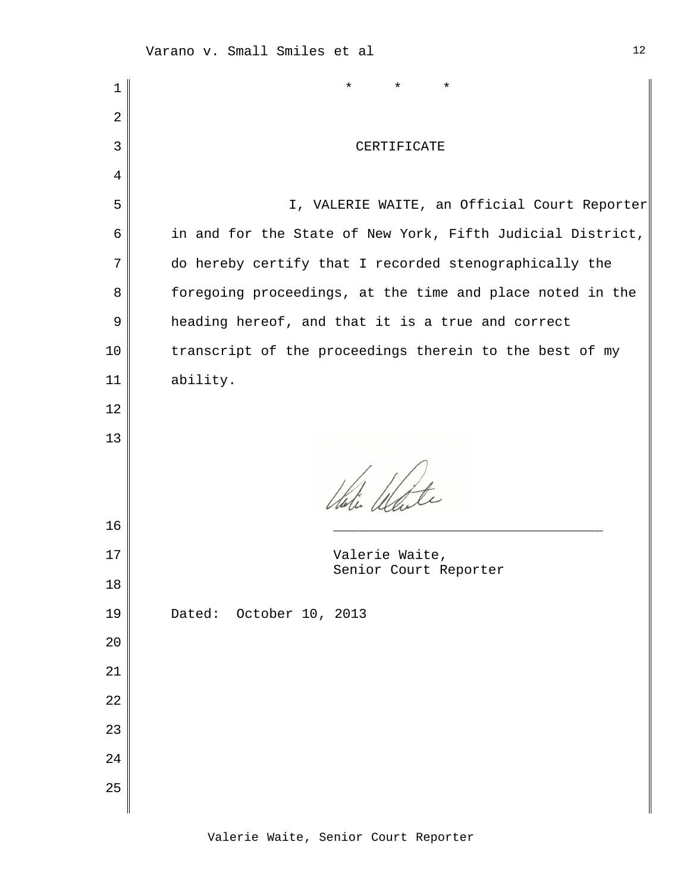\*     \*     \*

CERTIFICATE

I, VALERIE WAITE, an Official Court Reporter in and for the State of New York, Fifth Judicial District, do hereby certify that I recorded stenographically the foregoing proceedings, at the time and place noted in the heading hereof, and that it is a true and correct transcript of the proceedings therein to the best of my ability.

\_\_\_\_\_\_\_\_\_\_\_\_\_\_\_\_\_\_\_\_\_\_\_\_\_\_\_\_\_\_\_\_\_\_

Valerie Waite,
Senior Court Reporter

Dated: October 10, 2013